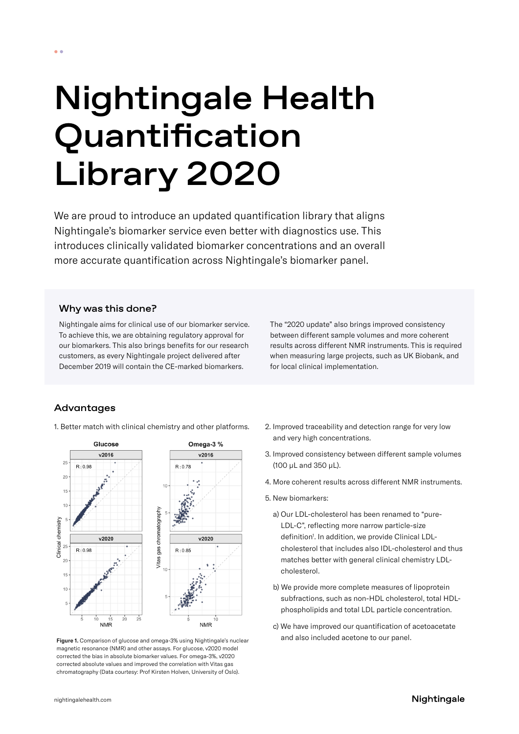# Nightingale Health Quantification Library 2020

We are proud to introduce an updated quantification library that aligns Nightingale's biomarker service even better with diagnostics use. This introduces clinically validated biomarker concentrations and an overall more accurate quantification across Nightingale's biomarker panel.

### Why was this done?

Nightingale aims for clinical use of our biomarker service. To achieve this, we are obtaining regulatory approval for our biomarkers. This also brings benefits for our research customers, as every Nightingale project delivered after December 2019 will contain the CE-marked biomarkers.

The "2020 update" also brings improved consistency between different sample volumes and more coherent results across different NMR instruments. This is required when measuring large projects, such as UK Biobank, and for local clinical implementation.

## Advantages

1. Better match with clinical chemistry and other platforms.

**Figure 1.** Comparison of glucose and omega-3% using Nightingale's nuclear magnetic resonance (NMR) and other assays. For glucose, v2020 model corrected the bias in absolute biomarker values. For omega-3%, v2020 corrected absolute values and improved the correlation with Vitas gas chromatography (Data courtesy: Prof Kirsten Holven, University of Oslo).

2. Improved traceability and detection range for very low and very high concentrations.
3. Improved consistency between different sample volumes (100 µL and 350 µL).
4. More coherent results across different NMR instruments.
5. New biomarkers:
   a) Our LDL-cholesterol has been renamed to "pure-LDL-C", reflecting more narrow particle-size definition[1]. In addition, we provide Clinical LDL-cholesterol that includes also IDL-cholesterol and thus matches better with general clinical chemistry LDL-cholesterol.
   
   b) We provide more complete measures of lipoprotein subfractions, such as non-HDL cholesterol, total HDL-phospholipids and total LDL particle concentration.
   
   c) We have improved our quantification of acetoacetate and also included acetone to our panel.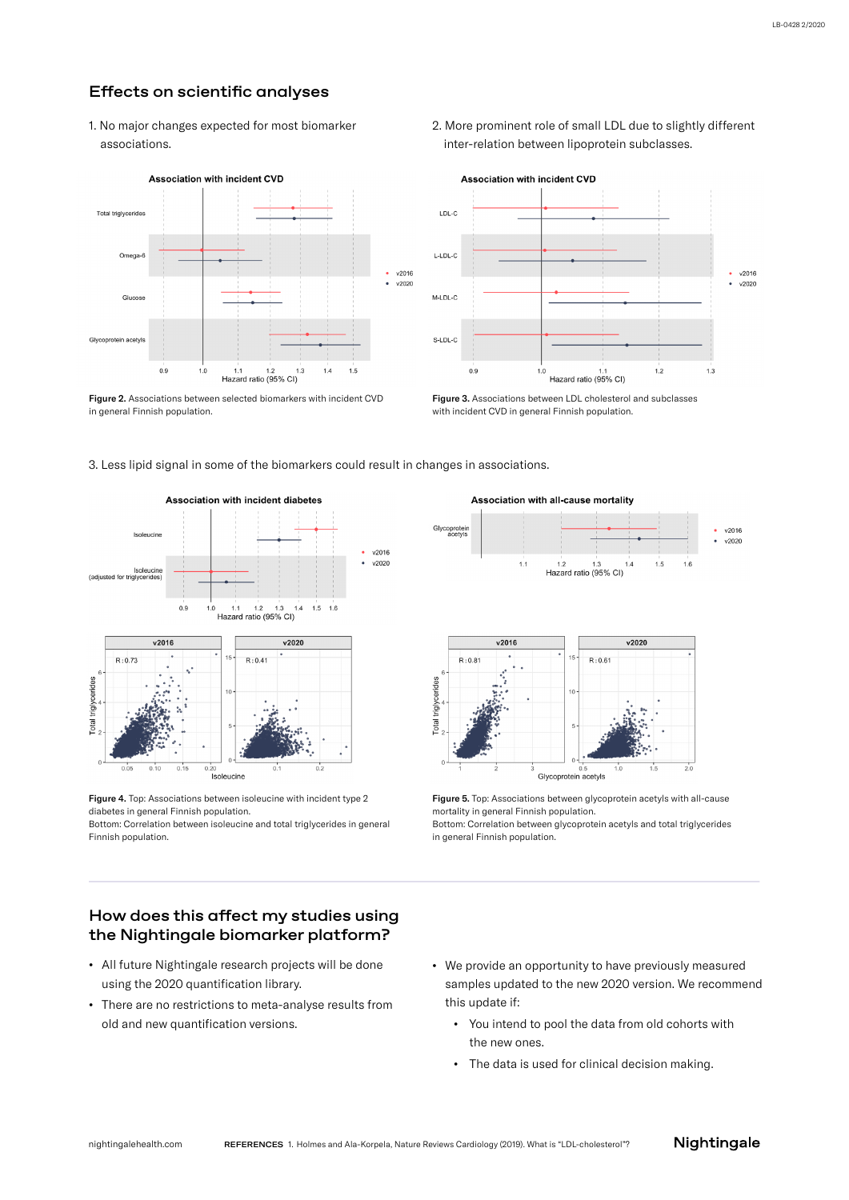## Effects on scientific analyses

1. No major changes expected for most biomarker associations.

Association with incident CVD

Total triglycerides

Omega-6

Glucose

Glycoprotein acetyls

v2016
v2020

0.9 1.0 1.1 1.2 1.3 1.4 1.5
Hazard ratio (95% CI)

**Figure 2.** Associations between selected biomarkers with incident CVD in general Finnish population.

2. More prominent role of small LDL due to slightly different inter-relation between lipoprotein subclasses.

Association with incident CVD

LDL-C

L-LDL-C

M-LDL-C

S-LDL-C

v2016
v2020

0.9 1.0 1.1 1.2 1.3
Hazard ratio (95% CI)

**Figure 3.** Associations between LDL cholesterol and subclasses with incident CVD in general Finnish population.

3. Less lipid signal in some of the biomarkers could result in changes in associations.

Association with incident diabetes

Isoleucine

Isoleucine
(adjusted for triglycerides)

v2016
v2020

0.9 1.0 1.1 1.2 1.3 1.4 1.5 1.6
Hazard ratio (95% CI)

v2016
R : 0.73

v2020
R : 0.41

Total triglycerides

Isoleucine

**Figure 4.** Top: Associations between isoleucine with incident type 2 diabetes in general Finnish population.
Bottom: Correlation between isoleucine and total triglycerides in general Finnish population.

Association with all-cause mortality

Glycoprotein acetyls

v2016
v2020

1.1 1.2 1.3 1.4 1.5 1.6
Hazard ratio (95% CI)

v2016
R : 0.81

v2020
R : 0.61

Total triglycerides

Glycoprotein acetyls

**Figure 5.** Top: Associations between glycoprotein acetyls with all-cause mortality in general Finnish population.
Bottom: Correlation between glycoprotein acetyls and total triglycerides in general Finnish population.

## How does this affect my studies using the Nightingale biomarker platform?

- All future Nightingale research projects will be done using the 2020 quantification library.
- There are no restrictions to meta-analyse results from old and new quantification versions.
- We provide an opportunity to have previously measured samples updated to the new 2020 version. We recommend this update if:
  - You intend to pool the data from old cohorts with the new ones.
  - The data is used for clinical decision making.

nightingalehealth.com

**REFERENCES** 1. Holmes and Ala-Korpela, Nature Reviews Cardiology (2019). What is "LDL-cholesterol"?

Nightingale